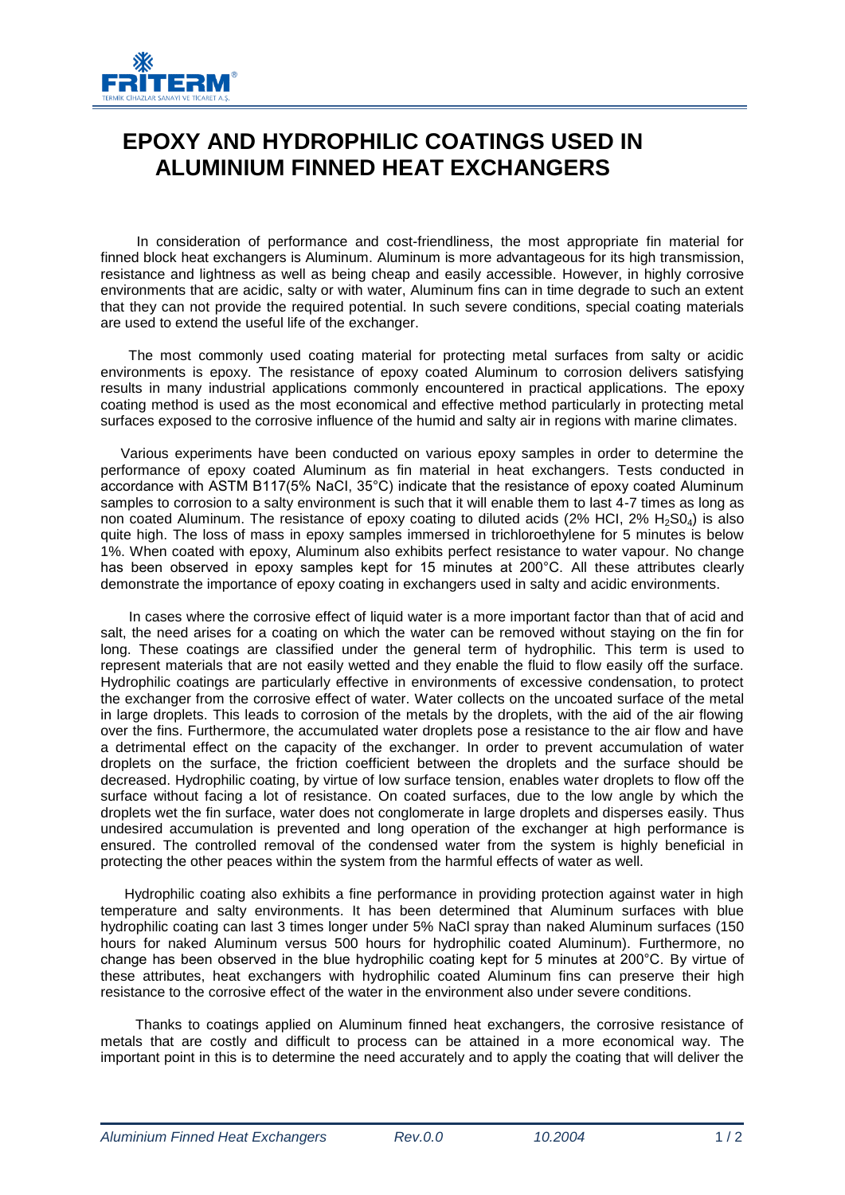# EPOXY AND HYDROPHILIC COATINGS USED IN ALUMINIUM FINNED HEAT EXCHANGERS

In consideration of performance and cost-friendliness, the most appropriate fin material for finned block heat exchangers is Aluminum. Aluminum is more advantageous for its high transmission, resistance and lightness as well as being cheap and easily accessible. However, in highly corrosive environments that are acidic, salty or with water, Aluminum fins can in time degrade to such an extent that they can not provide the required potential. In such severe conditions, special coating materials are used to extend the useful life of the exchanger.

The most commonly used coating material for protecting metal surfaces from salty or acidic environments is epoxy. The resistance of epoxy coated Aluminum to corrosion delivers satisfying results in many industrial applications commonly encountered in practical applications. The epoxy coating method is used as the most economical and effective method particularly in protecting metal surfaces exposed to the corrosive influence of the humid and salty air in regions with marine climates.

Various experiments have been conducted on various epoxy samples in order to determine the performance of epoxy coated Aluminum as fin material in heat exchangers. Tests conducted in accordance with ASTM B117(5% NaCl, 35°C) indicate that the resistance of epoxy coated Aluminum samples to corrosion to a salty environment is such that it will enable them to last 4-7 times as long as non coated Aluminum. The resistance of epoxy coating to diluted acids (2% HCl, 2% $H_2SO_4$) is also quite high. The loss of mass in epoxy samples immersed in trichloroethylene for 5 minutes is below 1%. When coated with epoxy, Aluminum also exhibits perfect resistance to water vapour. No change has been observed in epoxy samples kept for 15 minutes at 200°C. All these attributes clearly demonstrate the importance of epoxy coating in exchangers used in salty and acidic environments.

In cases where the corrosive effect of liquid water is a more important factor than that of acid and salt, the need arises for a coating on which the water can be removed without staying on the fin for long. These coatings are classified under the general term of hydrophilic. This term is used to represent materials that are not easily wetted and they enable the fluid to flow easily off the surface. Hydrophilic coatings are particularly effective in environments of excessive condensation, to protect the exchanger from the corrosive effect of water. Water collects on the uncoated surface of the metal in large droplets. This leads to corrosion of the metals by the droplets, with the aid of the air flowing over the fins. Furthermore, the accumulated water droplets pose a resistance to the air flow and have a detrimental effect on the capacity of the exchanger. In order to prevent accumulation of water droplets on the surface, the friction coefficient between the droplets and the surface should be decreased. Hydrophilic coating, by virtue of low surface tension, enables water droplets to flow off the surface without facing a lot of resistance. On coated surfaces, due to the low angle by which the droplets wet the fin surface, water does not conglomerate in large droplets and disperses easily. Thus undesired accumulation is prevented and long operation of the exchanger at high performance is ensured. The controlled removal of the condensed water from the system is highly beneficial in protecting the other peaces within the system from the harmful effects of water as well.

Hydrophilic coating also exhibits a fine performance in providing protection against water in high temperature and salty environments. It has been determined that Aluminum surfaces with blue hydrophilic coating can last 3 times longer under 5% NaCl spray than naked Aluminum surfaces (150 hours for naked Aluminum versus 500 hours for hydrophilic coated Aluminum). Furthermore, no change has been observed in the blue hydrophilic coating kept for 5 minutes at 200°C. By virtue of these attributes, heat exchangers with hydrophilic coated Aluminum fins can preserve their high resistance to the corrosive effect of the water in the environment also under severe conditions.

Thanks to coatings applied on Aluminum finned heat exchangers, the corrosive resistance of metals that are costly and difficult to process can be attained in a more economical way. The important point in this is to determine the need accurately and to apply the coating that will deliver the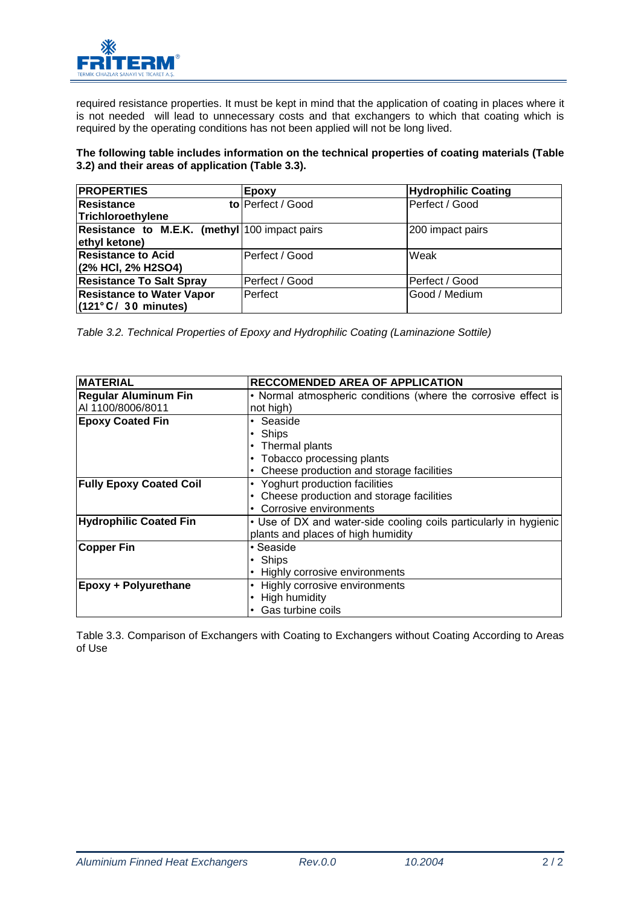required resistance properties. It must be kept in mind that the application of coating in places where it is not needed will lead to unnecessary costs and that exchangers to which that coating which is required by the operating conditions has not been applied will not be long lived.

**The following table includes information on the technical properties of coating materials (Table 3.2) and their areas of application (Table 3.3).**

| **PROPERTIES** | **Epoxy** | **Hydrophilic Coating** |
|---|---|---|
| **Resistance to Trichloroethylene** | Perfect / Good | Perfect / Good |
| **Resistance to M.E.K. (methyl ethyl ketone)** | 100 impact pairs | 200 impact pairs |
| **Resistance to Acid (2% HCl, 2% H2SO4)** | Perfect / Good | Weak |
| **Resistance To Salt Spray** | Perfect / Good | Perfect / Good |
| **Resistance to Water Vapor (121°C / 30 minutes)** | Perfect | Good / Medium |

*Table 3.2. Technical Properties of Epoxy and Hydrophilic Coating (Laminazione Sottile)*

| **MATERIAL** | **RECCOMENDED AREA OF APPLICATION** |
|---|---|
| **Regular Aluminum Fin** Al 1100/8006/8011 | • Normal atmospheric conditions (where the corrosive effect is not high) |
| **Epoxy Coated Fin** | • Seaside<br>• Ships<br>• Thermal plants<br>• Tobacco processing plants<br>• Cheese production and storage facilities |
| **Fully Epoxy Coated Coil** | • Yoghurt production facilities<br>• Cheese production and storage facilities<br>• Corrosive environments |
| **Hydrophilic Coated Fin** | • Use of DX and water-side cooling coils particularly in hygienic plants and places of high humidity |
| **Copper Fin** | • Seaside<br>• Ships<br>• Highly corrosive environments |
| **Epoxy + Polyurethane** | • Highly corrosive environments<br>• High humidity<br>• Gas turbine coils |

Table 3.3. Comparison of Exchangers with Coating to Exchangers without Coating According to Areas of Use